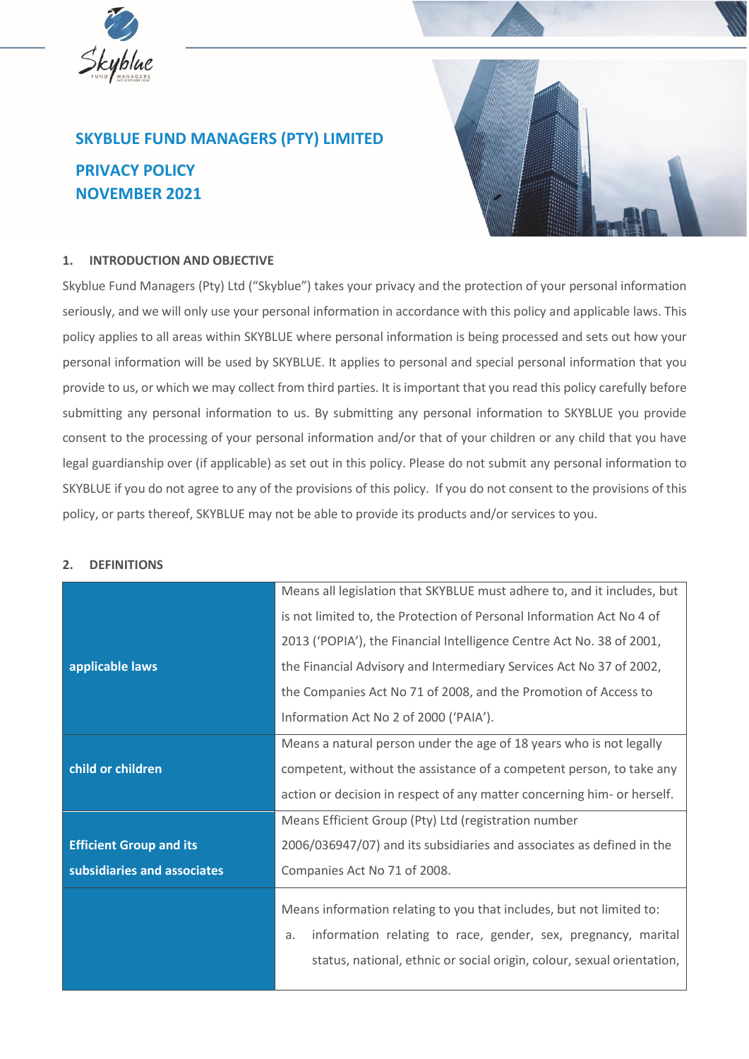# SKYBLUE FUND MANAGERS (PTY) LIMITED

## PRIVACY POLICY
## NOVEMBER 2021

### 1. INTRODUCTION AND OBJECTIVE

Skyblue Fund Managers (Pty) Ltd ("Skyblue") takes your privacy and the protection of your personal information seriously, and we will only use your personal information in accordance with this policy and applicable laws. This policy applies to all areas within SKYBLUE where personal information is being processed and sets out how your personal information will be used by SKYBLUE. It applies to personal and special personal information that you provide to us, or which we may collect from third parties. It is important that you read this policy carefully before submitting any personal information to us. By submitting any personal information to SKYBLUE you provide consent to the processing of your personal information and/or that of your children or any child that you have legal guardianship over (if applicable) as set out in this policy. Please do not submit any personal information to SKYBLUE if you do not agree to any of the provisions of this policy. If you do not consent to the provisions of this policy, or parts thereof, SKYBLUE may not be able to provide its products and/or services to you.

### 2. DEFINITIONS

| | |
|---|---|
| **applicable laws** | Means all legislation that SKYBLUE must adhere to, and it includes, but is not limited to, the Protection of Personal Information Act No 4 of 2013 ('POPIA'), the Financial Intelligence Centre Act No. 38 of 2001, the Financial Advisory and Intermediary Services Act No 37 of 2002, the Companies Act No 71 of 2008, and the Promotion of Access to Information Act No 2 of 2000 ('PAIA'). |
| **child or children** | Means a natural person under the age of 18 years who is not legally competent, without the assistance of a competent person, to take any action or decision in respect of any matter concerning him- or herself. |
| **Efficient Group and its subsidiaries and associates** | Means Efficient Group (Pty) Ltd (registration number 2006/036947/07) and its subsidiaries and associates as defined in the Companies Act No 71 of 2008. |
| | Means information relating to you that includes, but not limited to: a. information relating to race, gender, sex, pregnancy, marital status, national, ethnic or social origin, colour, sexual orientation, |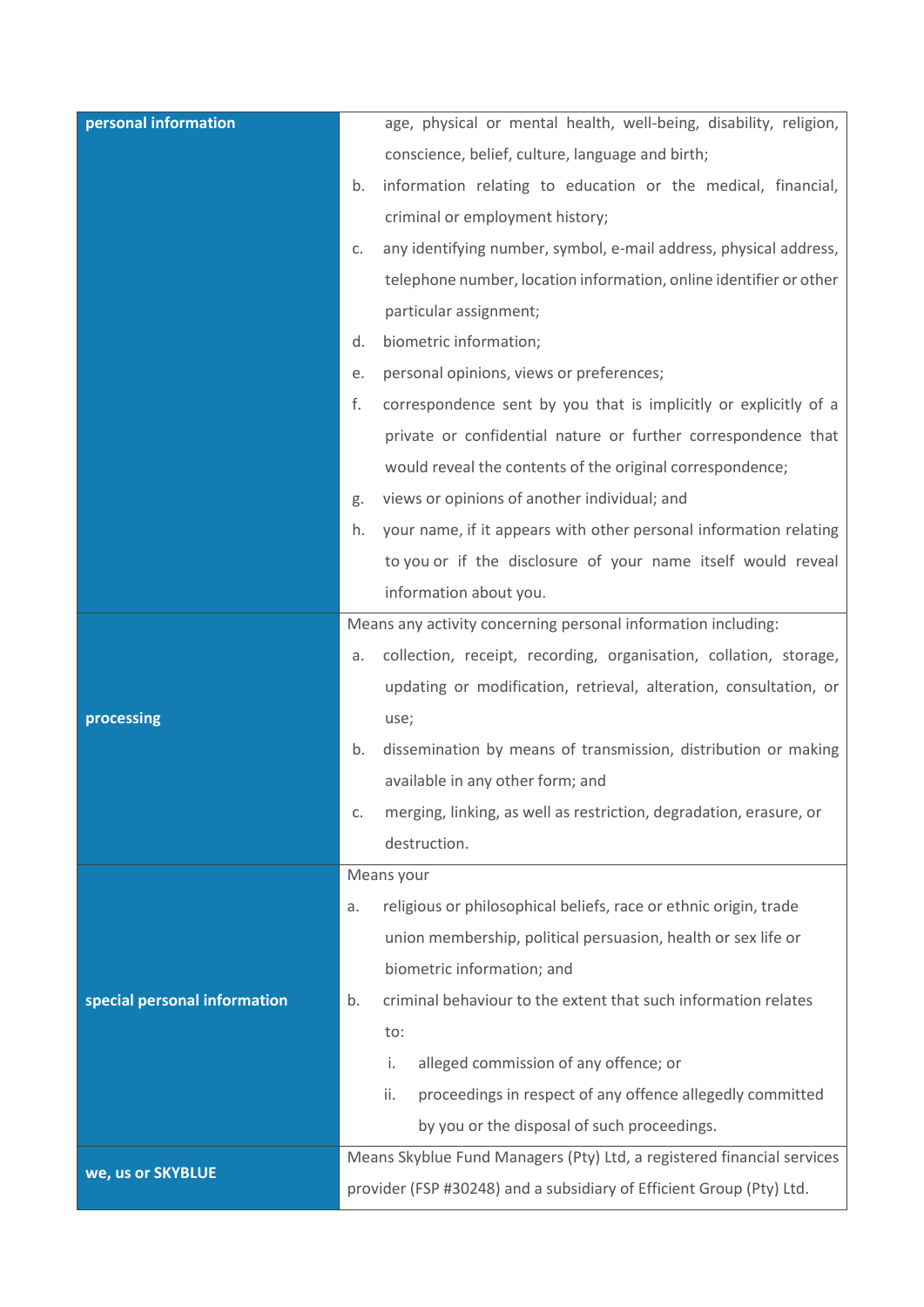| | |
|---|---|
| **personal information** | age, physical or mental health, well-being, disability, religion, conscience, belief, culture, language and birth;<br>b. information relating to education or the medical, financial, criminal or employment history;<br>c. any identifying number, symbol, e-mail address, physical address, telephone number, location information, online identifier or other particular assignment;<br>d. biometric information;<br>e. personal opinions, views or preferences;<br>f. correspondence sent by you that is implicitly or explicitly of a private or confidential nature or further correspondence that would reveal the contents of the original correspondence;<br>g. views or opinions of another individual; and<br>h. your name, if it appears with other personal information relating to you or if the disclosure of your name itself would reveal information about you. |
| **processing** | Means any activity concerning personal information including:<br>a. collection, receipt, recording, organisation, collation, storage, updating or modification, retrieval, alteration, consultation, or use;<br>b. dissemination by means of transmission, distribution or making available in any other form; and<br>c. merging, linking, as well as restriction, degradation, erasure, or destruction. |
| **special personal information** | Means your<br>a. religious or philosophical beliefs, race or ethnic origin, trade union membership, political persuasion, health or sex life or biometric information; and<br>b. criminal behaviour to the extent that such information relates to:<br>i. alleged commission of any offence; or<br>ii. proceedings in respect of any offence allegedly committed by you or the disposal of such proceedings. |
| **we, us or SKYBLUE** | Means Skyblue Fund Managers (Pty) Ltd, a registered financial services provider (FSP #30248) and a subsidiary of Efficient Group (Pty) Ltd. |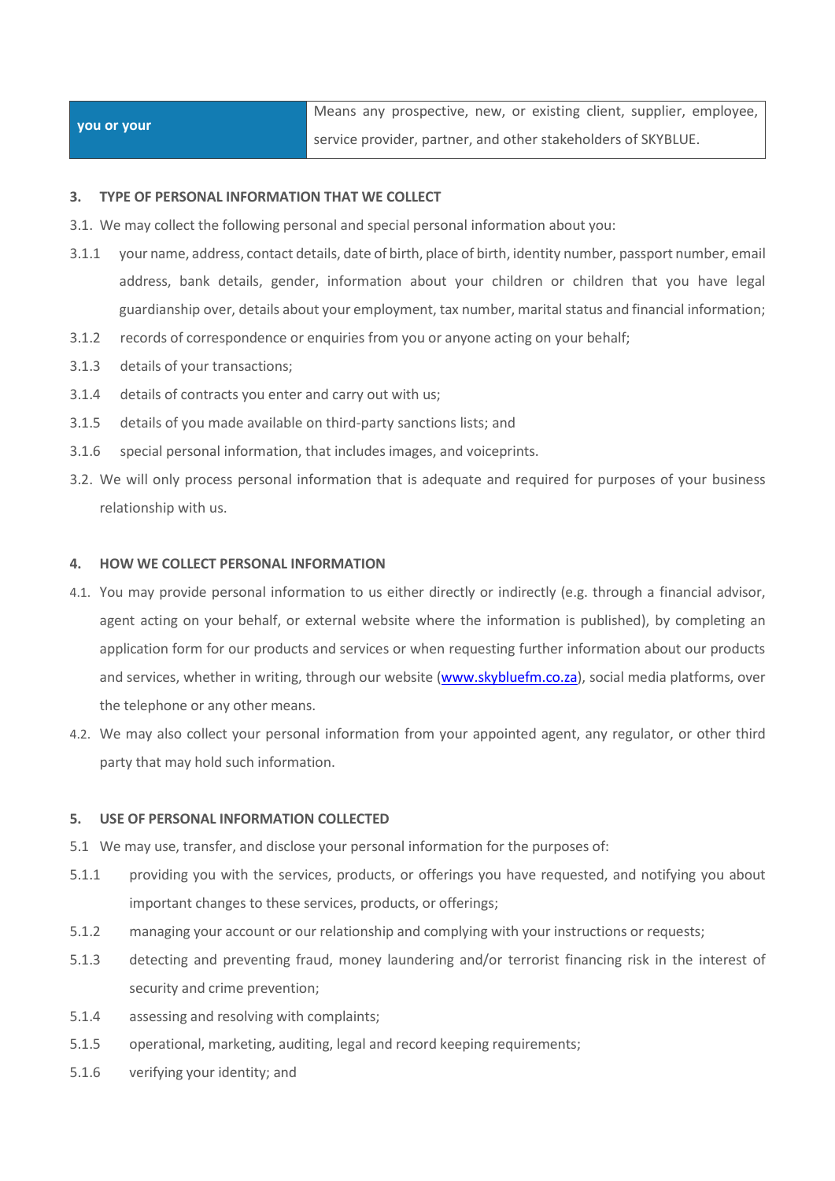| you or your | Means any prospective, new, or existing client, supplier, employee, service provider, partner, and other stakeholders of SKYBLUE. |
|---|---|

**3. TYPE OF PERSONAL INFORMATION THAT WE COLLECT**

3.1. We may collect the following personal and special personal information about you:

3.1.1 your name, address, contact details, date of birth, place of birth, identity number, passport number, email address, bank details, gender, information about your children or children that you have legal guardianship over, details about your employment, tax number, marital status and financial information;

3.1.2 records of correspondence or enquiries from you or anyone acting on your behalf;

3.1.3 details of your transactions;

3.1.4 details of contracts you enter and carry out with us;

3.1.5 details of you made available on third-party sanctions lists; and

3.1.6 special personal information, that includes images, and voiceprints.

3.2. We will only process personal information that is adequate and required for purposes of your business relationship with us.

**4. HOW WE COLLECT PERSONAL INFORMATION**

4.1. You may provide personal information to us either directly or indirectly (e.g. through a financial advisor, agent acting on your behalf, or external website where the information is published), by completing an application form for our products and services or when requesting further information about our products and services, whether in writing, through our website ([www.skybluefm.co.za](http://www.skybluefm.co.za)), social media platforms, over the telephone or any other means.

4.2. We may also collect your personal information from your appointed agent, any regulator, or other third party that may hold such information.

**5. USE OF PERSONAL INFORMATION COLLECTED**

5.1 We may use, transfer, and disclose your personal information for the purposes of:

5.1.1 providing you with the services, products, or offerings you have requested, and notifying you about important changes to these services, products, or offerings;

5.1.2 managing your account or our relationship and complying with your instructions or requests;

5.1.3 detecting and preventing fraud, money laundering and/or terrorist financing risk in the interest of security and crime prevention;

5.1.4 assessing and resolving with complaints;

5.1.5 operational, marketing, auditing, legal and record keeping requirements;

5.1.6 verifying your identity; and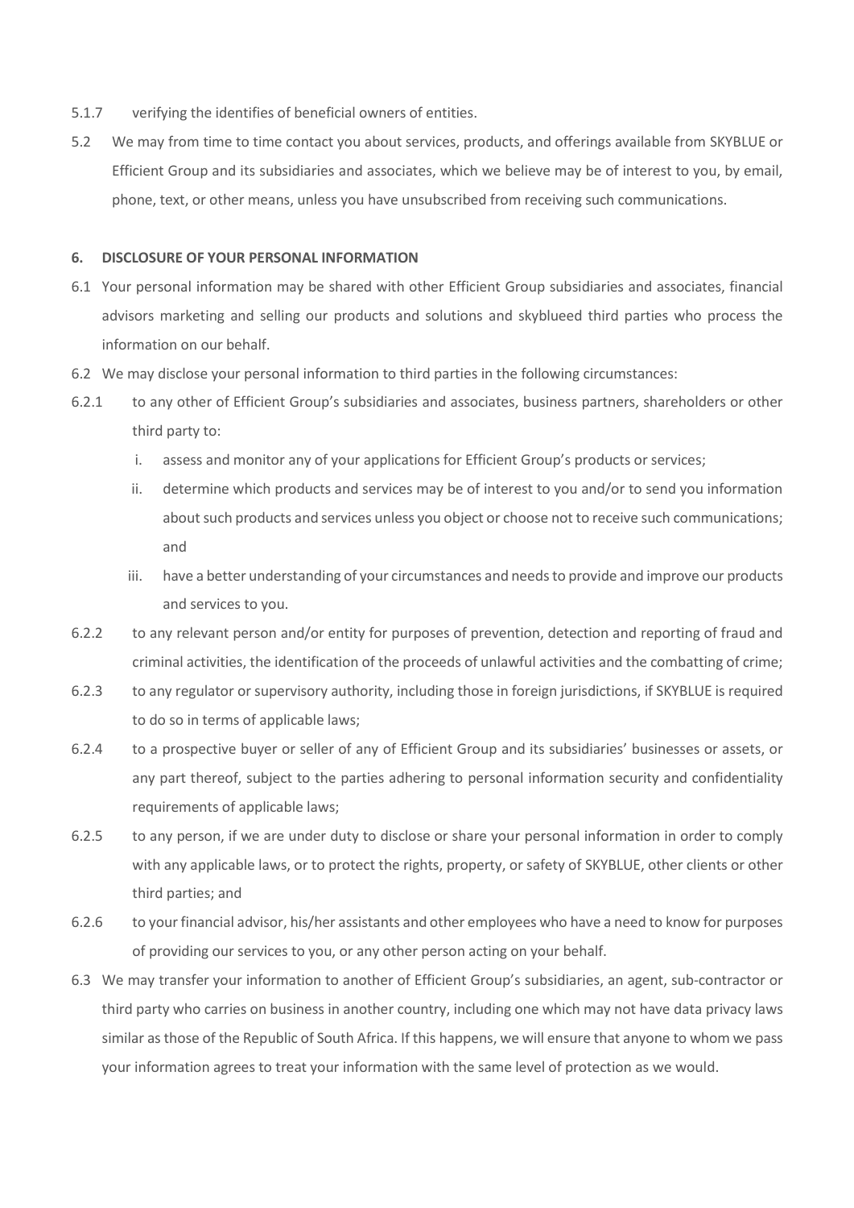5.1.7 verifying the identifies of beneficial owners of entities.

5.2 We may from time to time contact you about services, products, and offerings available from SKYBLUE or Efficient Group and its subsidiaries and associates, which we believe may be of interest to you, by email, phone, text, or other means, unless you have unsubscribed from receiving such communications.

**6. DISCLOSURE OF YOUR PERSONAL INFORMATION**

6.1 Your personal information may be shared with other Efficient Group subsidiaries and associates, financial advisors marketing and selling our products and solutions and skyblueed third parties who process the information on our behalf.

6.2 We may disclose your personal information to third parties in the following circumstances:

6.2.1 to any other of Efficient Group's subsidiaries and associates, business partners, shareholders or other third party to:

i. assess and monitor any of your applications for Efficient Group's products or services;

ii. determine which products and services may be of interest to you and/or to send you information about such products and services unless you object or choose not to receive such communications; and

iii. have a better understanding of your circumstances and needs to provide and improve our products and services to you.

6.2.2 to any relevant person and/or entity for purposes of prevention, detection and reporting of fraud and criminal activities, the identification of the proceeds of unlawful activities and the combatting of crime;

6.2.3 to any regulator or supervisory authority, including those in foreign jurisdictions, if SKYBLUE is required to do so in terms of applicable laws;

6.2.4 to a prospective buyer or seller of any of Efficient Group and its subsidiaries' businesses or assets, or any part thereof, subject to the parties adhering to personal information security and confidentiality requirements of applicable laws;

6.2.5 to any person, if we are under duty to disclose or share your personal information in order to comply with any applicable laws, or to protect the rights, property, or safety of SKYBLUE, other clients or other third parties; and

6.2.6 to your financial advisor, his/her assistants and other employees who have a need to know for purposes of providing our services to you, or any other person acting on your behalf.

6.3 We may transfer your information to another of Efficient Group's subsidiaries, an agent, sub-contractor or third party who carries on business in another country, including one which may not have data privacy laws similar as those of the Republic of South Africa. If this happens, we will ensure that anyone to whom we pass your information agrees to treat your information with the same level of protection as we would.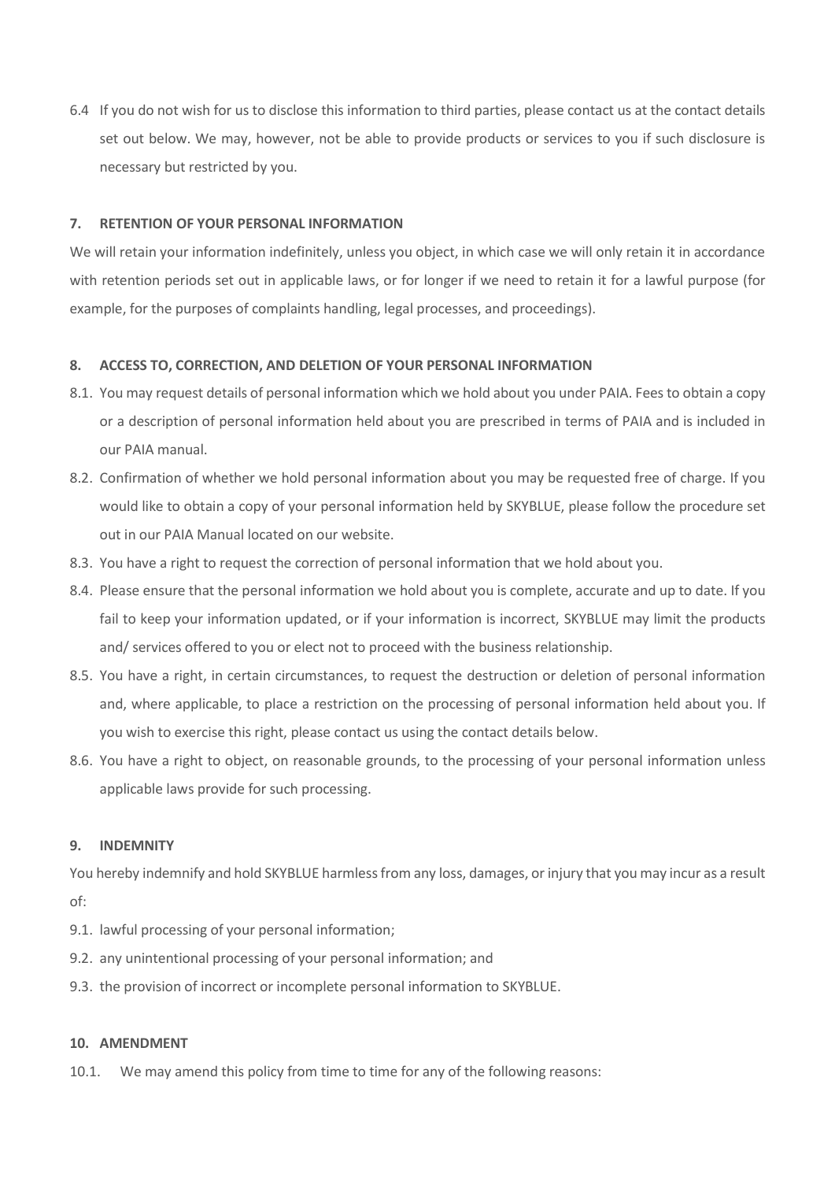6.4 If you do not wish for us to disclose this information to third parties, please contact us at the contact details set out below. We may, however, not be able to provide products or services to you if such disclosure is necessary but restricted by you.

### 7. RETENTION OF YOUR PERSONAL INFORMATION

We will retain your information indefinitely, unless you object, in which case we will only retain it in accordance with retention periods set out in applicable laws, or for longer if we need to retain it for a lawful purpose (for example, for the purposes of complaints handling, legal processes, and proceedings).

### 8. ACCESS TO, CORRECTION, AND DELETION OF YOUR PERSONAL INFORMATION

8.1. You may request details of personal information which we hold about you under PAIA. Fees to obtain a copy or a description of personal information held about you are prescribed in terms of PAIA and is included in our PAIA manual.

8.2. Confirmation of whether we hold personal information about you may be requested free of charge. If you would like to obtain a copy of your personal information held by SKYBLUE, please follow the procedure set out in our PAIA Manual located on our website.

8.3. You have a right to request the correction of personal information that we hold about you.

8.4. Please ensure that the personal information we hold about you is complete, accurate and up to date. If you fail to keep your information updated, or if your information is incorrect, SKYBLUE may limit the products and/ services offered to you or elect not to proceed with the business relationship.

8.5. You have a right, in certain circumstances, to request the destruction or deletion of personal information and, where applicable, to place a restriction on the processing of personal information held about you. If you wish to exercise this right, please contact us using the contact details below.

8.6. You have a right to object, on reasonable grounds, to the processing of your personal information unless applicable laws provide for such processing.

### 9. INDEMNITY

You hereby indemnify and hold SKYBLUE harmless from any loss, damages, or injury that you may incur as a result of:

9.1. lawful processing of your personal information;

9.2. any unintentional processing of your personal information; and

9.3. the provision of incorrect or incomplete personal information to SKYBLUE.

### 10. AMENDMENT

10.1. We may amend this policy from time to time for any of the following reasons: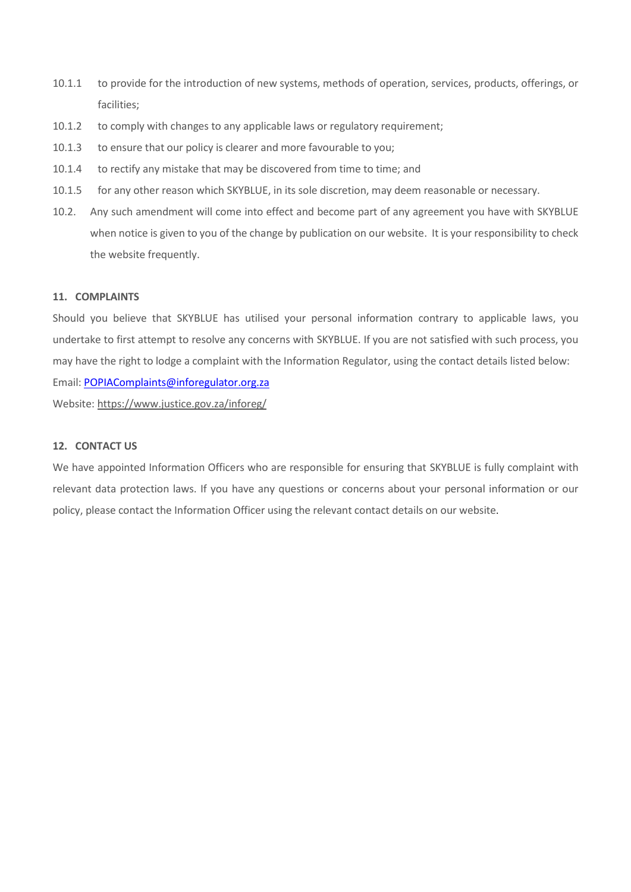10.1.1 to provide for the introduction of new systems, methods of operation, services, products, offerings, or facilities;

10.1.2 to comply with changes to any applicable laws or regulatory requirement;

10.1.3 to ensure that our policy is clearer and more favourable to you;

10.1.4 to rectify any mistake that may be discovered from time to time; and

10.1.5 for any other reason which SKYBLUE, in its sole discretion, may deem reasonable or necessary.

10.2. Any such amendment will come into effect and become part of any agreement you have with SKYBLUE when notice is given to you of the change by publication on our website. It is your responsibility to check the website frequently.

## 11. COMPLAINTS

Should you believe that SKYBLUE has utilised your personal information contrary to applicable laws, you undertake to first attempt to resolve any concerns with SKYBLUE. If you are not satisfied with such process, you may have the right to lodge a complaint with the Information Regulator, using the contact details listed below:

Email: [POPIAComplaints@inforegulator.org.za](mailto:POPIAComplaints@inforegulator.org.za)

Website: https://www.justice.gov.za/inforeg/

## 12. CONTACT US

We have appointed Information Officers who are responsible for ensuring that SKYBLUE is fully complaint with relevant data protection laws. If you have any questions or concerns about your personal information or our policy, please contact the Information Officer using the relevant contact details on our website.